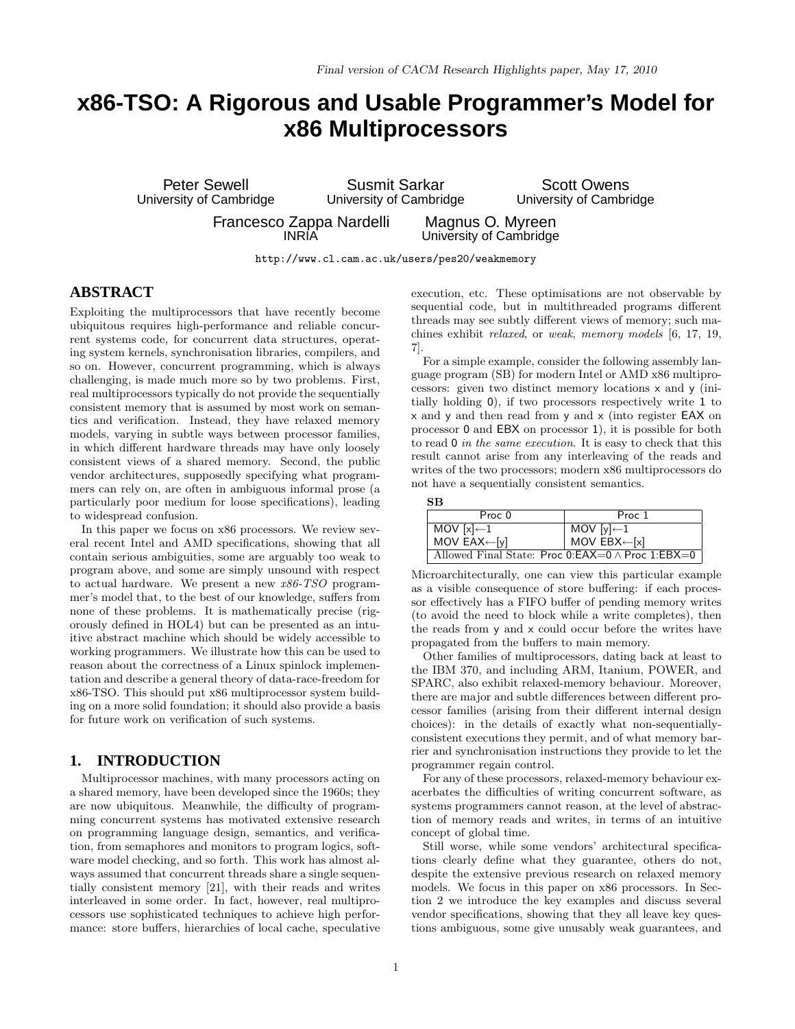*Final version of CACM Research Highlights paper, May 17, 2010*

# x86-TSO: A Rigorous and Usable Programmer's Model for x86 Multiprocessors

Peter Sewell
University of Cambridge

Susmit Sarkar
University of Cambridge

Scott Owens
University of Cambridge

Francesco Zappa Nardelli
INRIA

Magnus O. Myreen
University of Cambridge

http://www.cl.cam.ac.uk/users/pes20/weakmemory

## ABSTRACT

Exploiting the multiprocessors that have recently become ubiquitous requires high-performance and reliable concurrent systems code, for concurrent data structures, operating system kernels, synchronisation libraries, compilers, and so on. However, concurrent programming, which is always challenging, is made much more so by two problems. First, real multiprocessors typically do not provide the sequentially consistent memory that is assumed by most work on semantics and verification. Instead, they have relaxed memory models, varying in subtle ways between processor families, in which different hardware threads may have only loosely consistent views of a shared memory. Second, the public vendor architectures, supposedly specifying what programmers can rely on, are often in ambiguous informal prose (a particularly poor medium for loose specifications), leading to widespread confusion.

In this paper we focus on x86 processors. We review several recent Intel and AMD specifications, showing that all contain serious ambiguities, some are arguably too weak to program above, and some are simply unsound with respect to actual hardware. We present a new *x86-TSO* programmer's model that, to the best of our knowledge, suffers from none of these problems. It is mathematically precise (rigorously defined in HOL4) but can be presented as an intuitive abstract machine which should be widely accessible to working programmers. We illustrate how this can be used to reason about the correctness of a Linux spinlock implementation and describe a general theory of data-race-freedom for x86-TSO. This should put x86 multiprocessor system building on a more solid foundation; it should also provide a basis for future work on verification of such systems.

## 1. INTRODUCTION

Multiprocessor machines, with many processors acting on a shared memory, have been developed since the 1960s; they are now ubiquitous. Meanwhile, the difficulty of programming concurrent systems has motivated extensive research on programming language design, semantics, and verification, from semaphores and monitors to program logics, software model checking, and so forth. This work has almost always assumed that concurrent threads share a single sequentially consistent memory [21], with their reads and writes interleaved in some order. In fact, however, real multiprocessors use sophisticated techniques to achieve high performance: store buffers, hierarchies of local cache, speculative execution, etc. These optimisations are not observable by sequential code, but in multithreaded programs different threads may see subtly different views of memory; such machines exhibit *relaxed*, or *weak*, *memory models* [6, 17, 19, 7].

For a simple example, consider the following assembly language program (SB) for modern Intel or AMD x86 multiprocessors: given two distinct memory locations x and y (initially holding 0), if two processors respectively write 1 to x and y and then read from y and x (into register EAX on processor 0 and EBX on processor 1), it is possible for both to read 0 *in the same execution*. It is easy to check that this result cannot arise from any interleaving of the reads and writes of the two processors; modern x86 multiprocessors do not have a sequentially consistent semantics.

**SB**

| Proc 0 | Proc 1 |
|---|---|
| MOV [x]←1 | MOV [y]←1 |
| MOV EAX←[y] | MOV EBX←[x] |
| Allowed Final State: Proc 0:EAX=0 ∧ Proc 1:EBX=0 | |

Microarchitecturally, one can view this particular example as a visible consequence of store buffering: if each processor effectively has a FIFO buffer of pending memory writes (to avoid the need to block while a write completes), then the reads from y and x could occur before the writes have propagated from the buffers to main memory.

Other families of multiprocessors, dating back at least to the IBM 370, and including ARM, Itanium, POWER, and SPARC, also exhibit relaxed-memory behaviour. Moreover, there are major and subtle differences between different processor families (arising from their different internal design choices): in the details of exactly what non-sequentially-consistent executions they permit, and of what memory barrier and synchronisation instructions they provide to let the programmer regain control.

For any of these processors, relaxed-memory behaviour exacerbates the difficulties of writing concurrent software, as systems programmers cannot reason, at the level of abstraction of memory reads and writes, in terms of an intuitive concept of global time.

Still worse, while some vendors' architectural specifications clearly define what they guarantee, others do not, despite the extensive previous research on relaxed memory models. We focus in this paper on x86 processors. In Section 2 we introduce the key examples and discuss several vendor specifications, showing that they all leave key questions ambiguous, some give unusably weak guarantees, and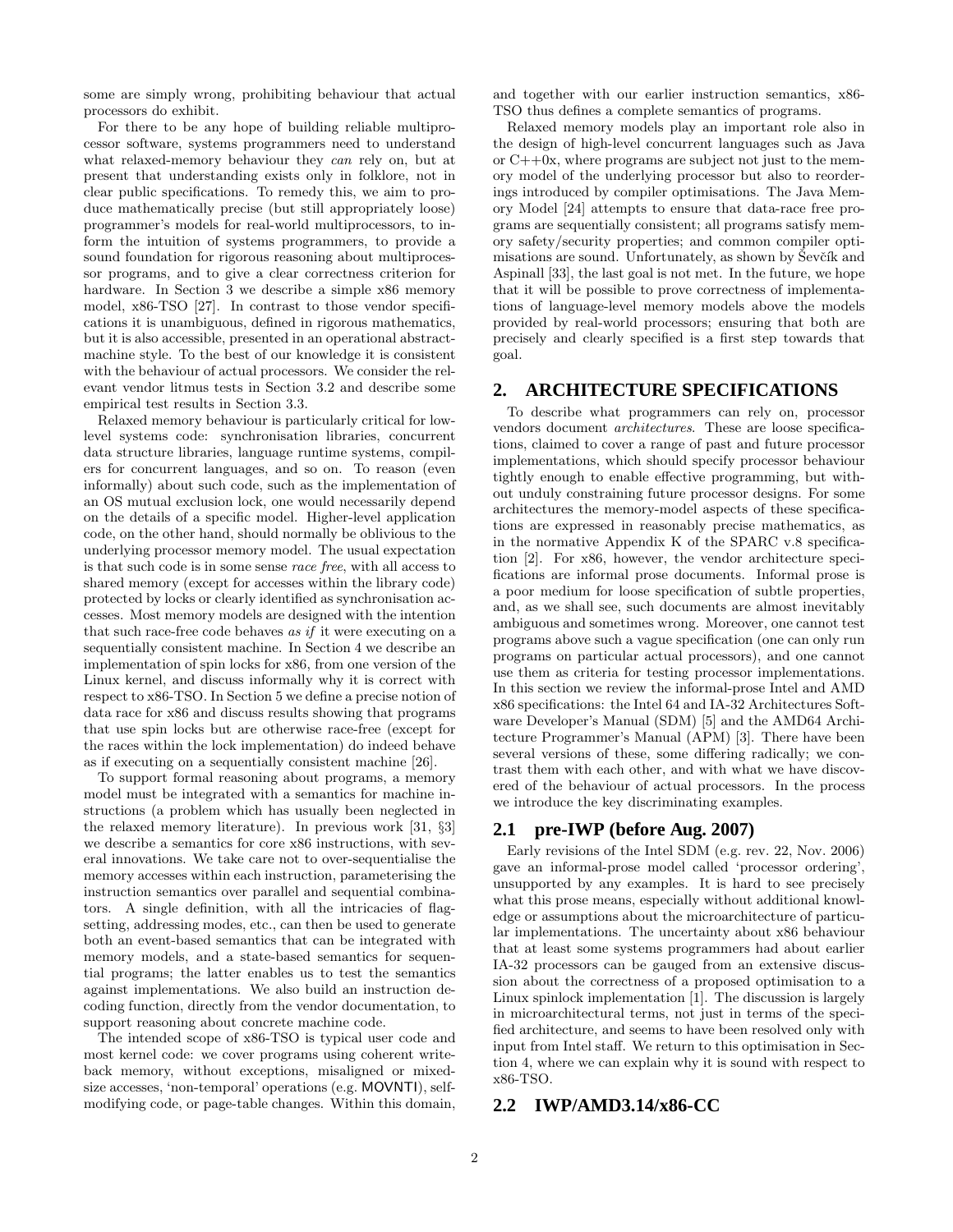some are simply wrong, prohibiting behaviour that actual processors do exhibit.

For there to be any hope of building reliable multiprocessor software, systems programmers need to understand what relaxed-memory behaviour they *can* rely on, but at present that understanding exists only in folklore, not in clear public specifications. To remedy this, we aim to produce mathematically precise (but still appropriately loose) programmer's models for real-world multiprocessors, to inform the intuition of systems programmers, to provide a sound foundation for rigorous reasoning about multiprocessor programs, and to give a clear correctness criterion for hardware. In Section 3 we describe a simple x86 memory model, x86-TSO [27]. In contrast to those vendor specifications it is unambiguous, defined in rigorous mathematics, but it is also accessible, presented in an operational abstract-machine style. To the best of our knowledge it is consistent with the behaviour of actual processors. We consider the relevant vendor litmus tests in Section 3.2 and describe some empirical test results in Section 3.3.

Relaxed memory behaviour is particularly critical for low-level systems code: synchronisation libraries, concurrent data structure libraries, language runtime systems, compilers for concurrent languages, and so on. To reason (even informally) about such code, such as the implementation of an OS mutual exclusion lock, one would necessarily depend on the details of a specific model. Higher-level application code, on the other hand, should normally be oblivious to the underlying processor memory model. The usual expectation is that such code is in some sense *race free*, with all access to shared memory (except for accesses within the library code) protected by locks or clearly identified as synchronisation accesses. Most memory models are designed with the intention that such race-free code behaves *as if* it were executing on a sequentially consistent machine. In Section 4 we describe an implementation of spin locks for x86, from one version of the Linux kernel, and discuss informally why it is correct with respect to x86-TSO. In Section 5 we define a precise notion of data race for x86 and discuss results showing that programs that use spin locks but are otherwise race-free (except for the races within the lock implementation) do indeed behave as if executing on a sequentially consistent machine [26].

To support formal reasoning about programs, a memory model must be integrated with a semantics for machine instructions (a problem which has usually been neglected in the relaxed memory literature). In previous work [31, §3] we describe a semantics for core x86 instructions, with several innovations. We take care not to over-sequentialise the memory accesses within each instruction, parameterising the instruction semantics over parallel and sequential combinators. A single definition, with all the intricacies of flag-setting, addressing modes, etc., can then be used to generate both an event-based semantics that can be integrated with memory models, and a state-based semantics for sequential programs; the latter enables us to test the semantics against implementations. We also build an instruction decoding function, directly from the vendor documentation, to support reasoning about concrete machine code.

The intended scope of x86-TSO is typical user code and most kernel code: we cover programs using coherent write-back memory, without exceptions, misaligned or mixed-size accesses, 'non-temporal' operations (e.g. MOVNTI), self-modifying code, or page-table changes. Within this domain, and together with our earlier instruction semantics, x86-TSO thus defines a complete semantics of programs.

Relaxed memory models play an important role also in the design of high-level concurrent languages such as Java or C++0x, where programs are subject not just to the memory model of the underlying processor but also to reorderings introduced by compiler optimisations. The Java Memory Model [24] attempts to ensure that data-race free programs are sequentially consistent; all programs satisfy memory safety/security properties; and common compiler optimisations are sound. Unfortunately, as shown by Ševčík and Aspinall [33], the last goal is not met. In the future, we hope that it will be possible to prove correctness of implementations of language-level memory models above the models provided by real-world processors; ensuring that both are precisely and clearly specified is a first step towards that goal.

## 2. ARCHITECTURE SPECIFICATIONS

To describe what programmers can rely on, processor vendors document *architectures*. These are loose specifications, claimed to cover a range of past and future processor implementations, which should specify processor behaviour tightly enough to enable effective programming, but without unduly constraining future processor designs. For some architectures the memory-model aspects of these specifications are expressed in reasonably precise mathematics, as in the normative Appendix K of the SPARC v.8 specification [2]. For x86, however, the vendor architecture specifications are informal prose documents. Informal prose is a poor medium for loose specification of subtle properties, and, as we shall see, such documents are almost inevitably ambiguous and sometimes wrong. Moreover, one cannot test programs above such a vague specification (one can only run programs on particular actual processors), and one cannot use them as criteria for testing processor implementations. In this section we review the informal-prose Intel and AMD x86 specifications: the Intel 64 and IA-32 Architectures Software Developer's Manual (SDM) [5] and the AMD64 Architecture Programmer's Manual (APM) [3]. There have been several versions of these, some differing radically; we contrast them with each other, and with what we have discovered of the behaviour of actual processors. In the process we introduce the key discriminating examples.

### 2.1 pre-IWP (before Aug. 2007)

Early revisions of the Intel SDM (e.g. rev. 22, Nov. 2006) gave an informal-prose model called 'processor ordering', unsupported by any examples. It is hard to see precisely what this prose means, especially without additional knowledge or assumptions about the microarchitecture of particular implementations. The uncertainty about x86 behaviour that at least some systems programmers had about earlier IA-32 processors can be gauged from an extensive discussion about the correctness of a proposed optimisation to a Linux spinlock implementation [1]. The discussion is largely in microarchitectural terms, not just in terms of the specified architecture, and seems to have been resolved only with input from Intel staff. We return to this optimisation in Section 4, where we can explain why it is sound with respect to x86-TSO.

### 2.2 IWP/AMD3.14/x86-CC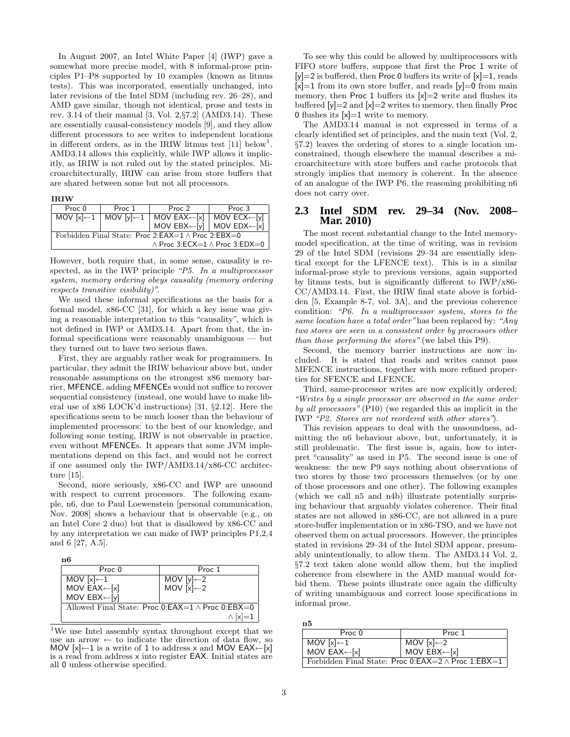In August 2007, an Intel White Paper [4] (IWP) gave a somewhat more precise model, with 8 informal-prose principles P1–P8 supported by 10 examples (known as litmus tests). This was incorporated, essentially unchanged, into later revisions of the Intel SDM (including rev. 26–28), and AMD gave similar, though not identical, prose and tests in rev. 3.14 of their manual [3, Vol. 2,§7.2] (AMD3.14). These are essentially causal-consistency models [9], and they allow different processors to see writes to independent locations in different orders, as in the IRIW litmus test [11] below[1]. AMD3.14 allows this explicitly, while IWP allows it implicitly, as IRIW is not ruled out by the stated principles. Microarchitecturally, IRIW can arise from store buffers that are shared between some but not all processors.

**IRIW**

| Proc 0 | Proc 1 | Proc 2 | Proc 3 |
|---|---|---|---|
| MOV [x]←1 | MOV [y]←1 | MOV EAX←[x] | MOV ECX←[y] |
| | | MOV EBX←[y] | MOV EDX←[x] |
| Forbidden Final State: Proc 2:EAX=1 ∧ Proc 2:EBX=0 ∧ Proc 3:ECX=1 ∧ Proc 3:EDX=0 | | | |

However, both require that, in some sense, causality is respected, as in the IWP principle *"P5. In a multiprocessor system, memory ordering obeys causality (memory ordering respects transitive visibility)"*.

We used these informal specifications as the basis for a formal model, x86-CC [31], for which a key issue was giving a reasonable interpretation to this "causality", which is not defined in IWP or AMD3.14. Apart from that, the informal specifications were reasonably unambiguous — but they turned out to have two serious flaws.

First, they are arguably rather weak for programmers. In particular, they admit the IRIW behaviour above but, under reasonable assumptions on the strongest x86 memory barrier, MFENCE, adding MFENCEs would not suffice to recover sequential consistency (instead, one would have to make liberal use of x86 LOCK'd instructions) [31, §2.12]. Here the specifications seem to be much looser than the behaviour of implemented processors: to the best of our knowledge, and following some testing, IRIW is not observable in practice, even without MFENCEs. It appears that some JVM implementations depend on this fact, and would not be correct if one assumed only the IWP/AMD3.14/x86-CC architecture [15].

Second, more seriously, x86-CC and IWP are unsound with respect to current processors. The following example, n6, due to Paul Loewenstein [personal communication, Nov. 2008] shows a behaviour that is observable (e.g., on an Intel Core 2 duo) but that is disallowed by x86-CC and by any interpretation we can make of IWP principles P1,2,4 and 6 [27, A.5].

**n6**

| Proc 0 | Proc 1 |
|---|---|
| MOV [x]←1 | MOV [y]←2 |
| MOV EAX←[x] | MOV [x]←2 |
| MOV EBX←[y] | |
| Allowed Final State: Proc 0:EAX=1 ∧ Proc 0:EBX=0 ∧ [x]=1 | |

[1] We use Intel assembly syntax throughout except that we use an arrow ← to indicate the direction of data flow, so MOV [x]←1 is a write of 1 to address x and MOV EAX←[x] is a read from address x into register EAX. Initial states are all 0 unless otherwise specified.

To see why this could be allowed by multiprocessors with FIFO store buffers, suppose that first the Proc 1 write of [y]=2 is buffered, then Proc 0 buffers its write of [x]=1, reads [x]=1 from its own store buffer, and reads [y]=0 from main memory, then Proc 1 buffers its [x]=2 write and flushes its buffered [y]=2 and [x]=2 writes to memory, then finally Proc 0 flushes its [x]=1 write to memory.

The AMD3.14 manual is not expressed in terms of a clearly identified set of principles, and the main text (Vol. 2, §7.2) leaves the ordering of stores to a single location unconstrained, though elsewhere the manual describes a microarchitecture with store buffers and cache protocols that strongly implies that memory is coherent. In the absence of an analogue of the IWP P6, the reasoning prohibiting n6 does not carry over.

## 2.3 Intel SDM rev. 29–34 (Nov. 2008–Mar. 2010)

The most recent substantial change to the Intel memory-model specification, at the time of writing, was in revision 29 of the Intel SDM (revisions 29–34 are essentially identical except for the LFENCE text). This is in a similar informal-prose style to previous versions, again supported by litmus tests, but is significantly different to IWP/x86-CC/AMD3.14. First, the IRIW final state above is forbidden [5, Example 8-7, vol. 3A], and the previous coherence condition: *"P6. In a multiprocessor system, stores to the same location have a total order"* has been replaced by: *"Any two stores are seen in a consistent order by processors other than those performing the stores"* (we label this P9).

Second, the memory barrier instructions are now included. It is stated that reads and writes cannot pass MFENCE instructions, together with more refined properties for SFENCE and LFENCE.

Third, same-processor writes are now explicitly ordered: *"Writes by a single processor are observed in the same order by all processors"* (P10) (we regarded this as implicit in the IWP *"P2. Stores are not reordered with other stores"*).

This revision appears to deal with the unsoundness, admitting the n6 behaviour above, but, unfortunately, it is still problematic. The first issue is, again, how to interpret "causality" as used in P5. The second issue is one of weakness: the new P9 says nothing about observations of two stores by those two processors themselves (or by one of those processors and one other). The following examples (which we call n5 and n4b) illustrate potentially surprising behaviour that arguably violates coherence. Their final states are not allowed in x86-CC, are not allowed in a pure store-buffer implementation or in x86-TSO, and we have not observed them on actual processors. However, the principles stated in revisions 29–34 of the Intel SDM appear, presumably unintentionally, to allow them. The AMD3.14 Vol. 2, §7.2 text taken alone would allow them, but the implied coherence from elsewhere in the AMD manual would forbid them. These points illustrate once again the difficulty of writing unambiguous and correct loose specifications in informal prose.

**n5**

| Proc 0 | Proc 1 |
|---|---|
| MOV [x]←1 | MOV [x]←2 |
| MOV EAX←[x] | MOV EBX←[x] |
| Forbidden Final State: Proc 0:EAX=2 ∧ Proc 1:EBX=1 | |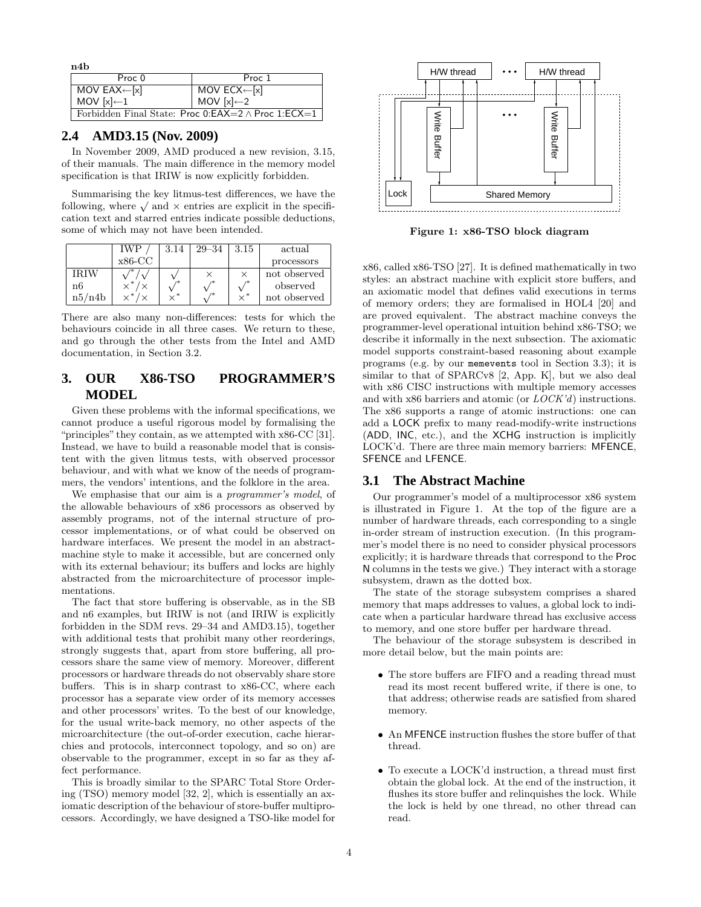**n4b**

| Proc 0 | Proc 1 |
|---|---|
| MOV EAX←[x] | MOV ECX←[x] |
| MOV [x]←1 | MOV [x]←2 |
| Forbidden Final State: Proc 0:EAX=2 ∧ Proc 1:ECX=1 | |

## 2.4 AMD3.15 (Nov. 2009)

In November 2009, AMD produced a new revision, 3.15, of their manuals. The main difference in the memory model specification is that IRIW is now explicitly forbidden.

Summarising the key litmus-test differences, we have the following, where √ and × entries are explicit in the specification text and starred entries indicate possible deductions, some of which may not have been intended.

| | IWP / x86-CC | 3.14 | 29–34 | 3.15 | actual processors |
|---|---|---|---|---|---|
| IRIW | √*/√ | √ | × | × | not observed |
| n6 | ×*/× | √* | √* | √* | observed |
| n5/n4b | ×*/× | ×* | √* | ×* | not observed |

There are also many non-differences: tests for which the behaviours coincide in all three cases. We return to these, and go through the other tests from the Intel and AMD documentation, in Section 3.2.

# 3. OUR X86-TSO PROGRAMMER'S MODEL

Given these problems with the informal specifications, we cannot produce a useful rigorous model by formalising the "principles" they contain, as we attempted with x86-CC [31]. Instead, we have to build a reasonable model that is consistent with the given litmus tests, with observed processor behaviour, and with what we know of the needs of programmers, the vendors' intentions, and the folklore in the area.

We emphasise that our aim is a *programmer's model*, of the allowable behaviours of x86 processors as observed by assembly programs, not of the internal structure of processor implementations, or of what could be observed on hardware interfaces. We present the model in an abstract-machine style to make it accessible, but are concerned only with its external behaviour; its buffers and locks are highly abstracted from the microarchitecture of processor implementations.

The fact that store buffering is observable, as in the SB and n6 examples, but IRIW is not (and IRIW is explicitly forbidden in the SDM revs. 29–34 and AMD3.15), together with additional tests that prohibit many other reorderings, strongly suggests that, apart from store buffering, all processors share the same view of memory. Moreover, different processors or hardware threads do not observably share store buffers. This is in sharp contrast to x86-CC, where each processor has a separate view order of its memory accesses and other processors' writes. To the best of our knowledge, for the usual write-back memory, no other aspects of the microarchitecture (the out-of-order execution, cache hierarchies and protocols, interconnect topology, and so on) are observable to the programmer, except in so far as they affect performance.

This is broadly similar to the SPARC Total Store Ordering (TSO) memory model [32, 2], which is essentially an axiomatic description of the behaviour of store-buffer multiprocessors. Accordingly, we have designed a TSO-like model for x86, called x86-TSO [27]. It is defined mathematically in two styles: an abstract machine with explicit store buffers, and an axiomatic model that defines valid executions in terms of memory orders; they are formalised in HOL4 [20] and are proved equivalent. The abstract machine conveys the programmer-level operational intuition behind x86-TSO; we describe it informally in the next subsection. The axiomatic model supports constraint-based reasoning about example programs (e.g. by our `memevents` tool in Section 3.3); it is similar to that of SPARCv8 [2, App. K], but we also deal with x86 CISC instructions with multiple memory accesses and with x86 barriers and atomic (or *LOCK'd*) instructions. The x86 supports a range of atomic instructions: one can add a LOCK prefix to many read-modify-write instructions (ADD, INC, etc.), and the XCHG instruction is implicitly LOCK'd. There are three main memory barriers: MFENCE, SFENCE and LFENCE.

H/W thread
•••
H/W thread
Write Buffer
•••
Write Buffer
Lock
Shared Memory

**Figure 1: x86-TSO block diagram**

## 3.1 The Abstract Machine

Our programmer's model of a multiprocessor x86 system is illustrated in Figure 1. At the top of the figure are a number of hardware threads, each corresponding to a single in-order stream of instruction execution. (In this programmer's model there is no need to consider physical processors explicitly; it is hardware threads that correspond to the Proc N columns in the tests we give.) They interact with a storage subsystem, drawn as the dotted box.

The state of the storage subsystem comprises a shared memory that maps addresses to values, a global lock to indicate when a particular hardware thread has exclusive access to memory, and one store buffer per hardware thread.

The behaviour of the storage subsystem is described in more detail below, but the main points are:

- The store buffers are FIFO and a reading thread must read its most recent buffered write, if there is one, to that address; otherwise reads are satisfied from shared memory.
- An MFENCE instruction flushes the store buffer of that thread.
- To execute a LOCK'd instruction, a thread must first obtain the global lock. At the end of the instruction, it flushes its store buffer and relinquishes the lock. While the lock is held by one thread, no other thread can read.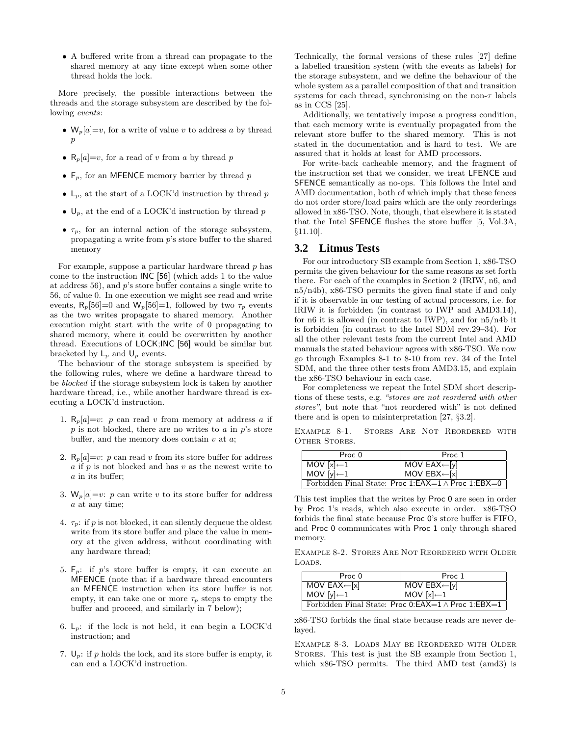- A buffered write from a thread can propagate to the shared memory at any time except when some other thread holds the lock.

More precisely, the possible interactions between the threads and the storage subsystem are described by the following *events*:

- $\mathsf{W}_p[a]{=}v$, for a write of value $v$ to address $a$ by thread $p$
- $\mathsf{R}_p[a]{=}v$, for a read of $v$ from $a$ by thread $p$
- $\mathsf{F}_p$, for an MFENCE memory barrier by thread $p$
- $\mathsf{L}_p$, at the start of a LOCK'd instruction by thread $p$
- $\mathsf{U}_p$, at the end of a LOCK'd instruction by thread $p$
- $\tau_p$, for an internal action of the storage subsystem, propagating a write from $p$'s store buffer to the shared memory

For example, suppose a particular hardware thread $p$ has come to the instruction INC [56] (which adds 1 to the value at address 56), and $p$'s store buffer contains a single write to 56, of value 0. In one execution we might see read and write events, $\mathsf{R}_p[56]{=}0$ and $\mathsf{W}_p[56]{=}1$, followed by two $\tau_p$ events as the two writes propagate to shared memory. Another execution might start with the write of 0 propagating to shared memory, where it could be overwritten by another thread. Executions of LOCK;INC [56] would be similar but bracketed by $\mathsf{L}_p$ and $\mathsf{U}_p$ events.

The behaviour of the storage subsystem is specified by the following rules, where we define a hardware thread to be *blocked* if the storage subsystem lock is taken by another hardware thread, i.e., while another hardware thread is executing a LOCK'd instruction.

1. $\mathsf{R}_p[a]{=}v$: $p$ can read $v$ from memory at address $a$ if $p$ is not blocked, there are no writes to $a$ in $p$'s store buffer, and the memory does contain $v$ at $a$;
2. $\mathsf{R}_p[a]{=}v$: $p$ can read $v$ from its store buffer for address $a$ if $p$ is not blocked and has $v$ as the newest write to $a$ in its buffer;
3. $\mathsf{W}_p[a]{=}v$: $p$ can write $v$ to its store buffer for address $a$ at any time;
4. $\tau_p$: if $p$ is not blocked, it can silently dequeue the oldest write from its store buffer and place the value in memory at the given address, without coordinating with any hardware thread;
5. $\mathsf{F}_p$: if $p$'s store buffer is empty, it can execute an MFENCE (note that if a hardware thread encounters an MFENCE instruction when its store buffer is not empty, it can take one or more $\tau_p$ steps to empty the buffer and proceed, and similarly in 7 below);
6. $\mathsf{L}_p$: if the lock is not held, it can begin a LOCK'd instruction; and
7. $\mathsf{U}_p$: if $p$ holds the lock, and its store buffer is empty, it can end a LOCK'd instruction.

Technically, the formal versions of these rules [27] define a labelled transition system (with the events as labels) for the storage subsystem, and we define the behaviour of the whole system as a parallel composition of that and transition systems for each thread, synchronising on the non-$\tau$ labels as in CCS [25].

Additionally, we tentatively impose a progress condition, that each memory write is eventually propagated from the relevant store buffer to the shared memory. This is not stated in the documentation and is hard to test. We are assured that it holds at least for AMD processors.

For write-back cacheable memory, and the fragment of the instruction set that we consider, we treat LFENCE and SFENCE semantically as no-ops. This follows the Intel and AMD documentation, both of which imply that these fences do not order store/load pairs which are the only reorderings allowed in x86-TSO. Note, though, that elsewhere it is stated that the Intel SFENCE flushes the store buffer [5, Vol.3A, §11.10].

## 3.2 Litmus Tests

For our introductory SB example from Section 1, x86-TSO permits the given behaviour for the same reasons as set forth there. For each of the examples in Section 2 (IRIW, n6, and n5/n4b), x86-TSO permits the given final state if and only if it is observable in our testing of actual processors, i.e. for IRIW it is forbidden (in contrast to IWP and AMD3.14), for n6 it is allowed (in contrast to IWP), and for n5/n4b it is forbidden (in contrast to the Intel SDM rev.29–34). For all the other relevant tests from the current Intel and AMD manuals the stated behaviour agrees with x86-TSO. We now go through Examples 8-1 to 8-10 from rev. 34 of the Intel SDM, and the three other tests from AMD3.15, and explain the x86-TSO behaviour in each case.

For completeness we repeat the Intel SDM short descriptions of these tests, e.g. *"stores are not reordered with other stores"*, but note that "not reordered with" is not defined there and is open to misinterpretation [27, §3.2].

Example 8-1. Stores Are Not Reordered with Other Stores.

| Proc 0 | Proc 1 |
|---|---|
| MOV [x]←1 | MOV EAX←[y] |
| MOV [y]←1 | MOV EBX←[x] |
| Forbidden Final State: Proc 1:EAX=1 ∧ Proc 1:EBX=0 | |

This test implies that the writes by Proc 0 are seen in order by Proc 1's reads, which also execute in order. x86-TSO forbids the final state because Proc 0's store buffer is FIFO, and Proc 0 communicates with Proc 1 only through shared memory.

Example 8-2. Stores Are Not Reordered with Older Loads.

| Proc 0 | Proc 1 |
|---|---|
| MOV EAX←[x] | MOV EBX←[y] |
| MOV [y]←1 | MOV [x]←1 |
| Forbidden Final State: Proc 0:EAX=1 ∧ Proc 1:EBX=1 | |

x86-TSO forbids the final state because reads are never delayed.

Example 8-3. Loads May be Reordered with Older Stores. This test is just the SB example from Section 1, which x86-TSO permits. The third AMD test (amd3) is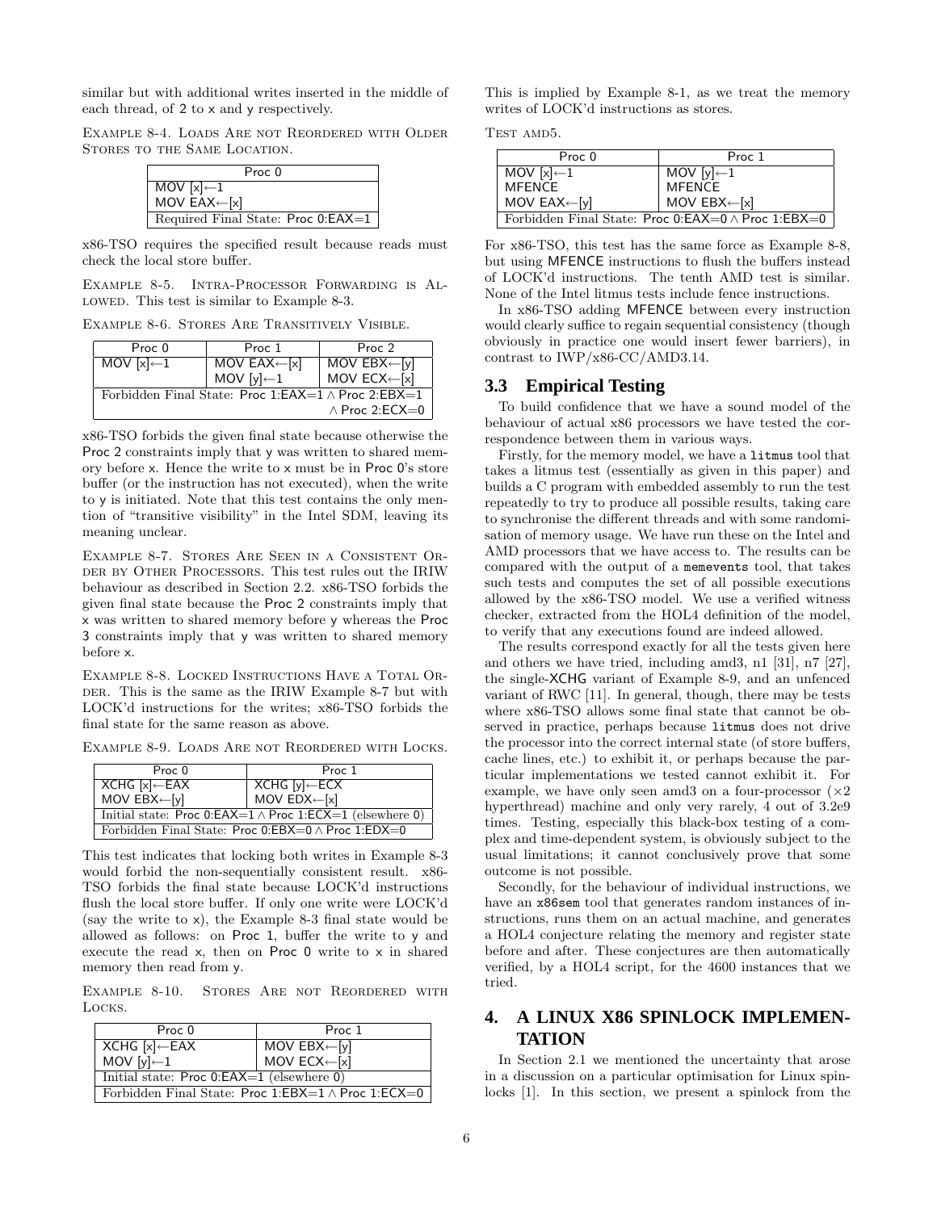similar but with additional writes inserted in the middle of each thread, of 2 to x and y respectively.

Example 8-4. Loads Are not Reordered with Older Stores to the Same Location.

| Proc 0 |
|---|
| MOV [x]←1 |
| MOV EAX←[x] |
| Required Final State: Proc 0:EAX=1 |

x86-TSO requires the specified result because reads must check the local store buffer.

Example 8-5. Intra-Processor Forwarding is Allowed. This test is similar to Example 8-3.

Example 8-6. Stores Are Transitively Visible.

| Proc 0 | Proc 1 | Proc 2 |
|---|---|---|
| MOV [x]←1 | MOV EAX←[x] | MOV EBX←[y] |
| | MOV [y]←1 | MOV ECX←[x] |
| Forbidden Final State: Proc 1:EAX=1 ∧ Proc 2:EBX=1 ∧ Proc 2:ECX=0 | | |

x86-TSO forbids the given final state because otherwise the Proc 2 constraints imply that y was written to shared memory before x. Hence the write to x must be in Proc 0's store buffer (or the instruction has not executed), when the write to y is initiated. Note that this test contains the only mention of "transitive visibility" in the Intel SDM, leaving its meaning unclear.

Example 8-7. Stores Are Seen in a Consistent Order by Other Processors. This test rules out the IRIW behaviour as described in Section 2.2. x86-TSO forbids the given final state because the Proc 2 constraints imply that x was written to shared memory before y whereas the Proc 3 constraints imply that y was written to shared memory before x.

Example 8-8. Locked Instructions Have a Total Order. This is the same as the IRIW Example 8-7 but with LOCK'd instructions for the writes; x86-TSO forbids the final state for the same reason as above.

Example 8-9. Loads Are not Reordered with Locks.

| Proc 0 | Proc 1 |
|---|---|
| XCHG [x]←EAX | XCHG [y]←ECX |
| MOV EBX←[y] | MOV EDX←[x] |
| Initial state: Proc 0:EAX=1 ∧ Proc 1:ECX=1 (elsewhere 0) | |
| Forbidden Final State: Proc 0:EBX=0 ∧ Proc 1:EDX=0 | |

This test indicates that locking both writes in Example 8-3 would forbid the non-sequentially consistent result. x86-TSO forbids the final state because LOCK'd instructions flush the local store buffer. If only one write were LOCK'd (say the write to x), the Example 8-3 final state would be allowed as follows: on Proc 1, buffer the write to y and execute the read x, then on Proc 0 write to x in shared memory then read from y.

Example 8-10. Stores Are not Reordered with Locks.

| Proc 0 | Proc 1 |
|---|---|
| XCHG [x]←EAX | MOV EBX←[y] |
| MOV [y]←1 | MOV ECX←[x] |
| Initial state: Proc 0:EAX=1 (elsewhere 0) | |
| Forbidden Final State: Proc 1:EBX=1 ∧ Proc 1:ECX=0 | |

This is implied by Example 8-1, as we treat the memory writes of LOCK'd instructions as stores.

Test amd5.

| Proc 0 | Proc 1 |
|---|---|
| MOV [x]←1 | MOV [y]←1 |
| MFENCE | MFENCE |
| MOV EAX←[y] | MOV EBX←[x] |
| Forbidden Final State: Proc 0:EAX=0 ∧ Proc 1:EBX=0 | |

For x86-TSO, this test has the same force as Example 8-8, but using MFENCE instructions to flush the buffers instead of LOCK'd instructions. The tenth AMD test is similar. None of the Intel litmus tests include fence instructions.

In x86-TSO adding MFENCE between every instruction would clearly suffice to regain sequential consistency (though obviously in practice one would insert fewer barriers), in contrast to IWP/x86-CC/AMD3.14.

## 3.3 Empirical Testing

To build confidence that we have a sound model of the behaviour of actual x86 processors we have tested the correspondence between them in various ways.

Firstly, for the memory model, we have a `litmus` tool that takes a litmus test (essentially as given in this paper) and builds a C program with embedded assembly to run the test repeatedly to try to produce all possible results, taking care to synchronise the different threads and with some randomisation of memory usage. We have run these on the Intel and AMD processors that we have access to. The results can be compared with the output of a `memevents` tool, that takes such tests and computes the set of all possible executions allowed by the x86-TSO model. We use a verified witness checker, extracted from the HOL4 definition of the model, to verify that any executions found are indeed allowed.

The results correspond exactly for all the tests given here and others we have tried, including amd3, n1 [31], n7 [27], the single-XCHG variant of Example 8-9, and an unfenced variant of RWC [11]. In general, though, there may be tests where x86-TSO allows some final state that cannot be observed in practice, perhaps because `litmus` does not drive the processor into the correct internal state (of store buffers, cache lines, etc.) to exhibit it, or perhaps because the particular implementations we tested cannot exhibit it. For example, we have only seen amd3 on a four-processor (×2 hyperthread) machine and only very rarely, 4 out of 3.2e9 times. Testing, especially this black-box testing of a complex and time-dependent system, is obviously subject to the usual limitations; it cannot conclusively prove that some outcome is not possible.

Secondly, for the behaviour of individual instructions, we have an `x86sem` tool that generates random instances of instructions, runs them on an actual machine, and generates a HOL4 conjecture relating the memory and register state before and after. These conjectures are then automatically verified, by a HOL4 script, for the 4600 instances that we tried.

# 4. A LINUX X86 SPINLOCK IMPLEMENTATION

In Section 2.1 we mentioned the uncertainty that arose in a discussion on a particular optimisation for Linux spinlocks [1]. In this section, we present a spinlock from the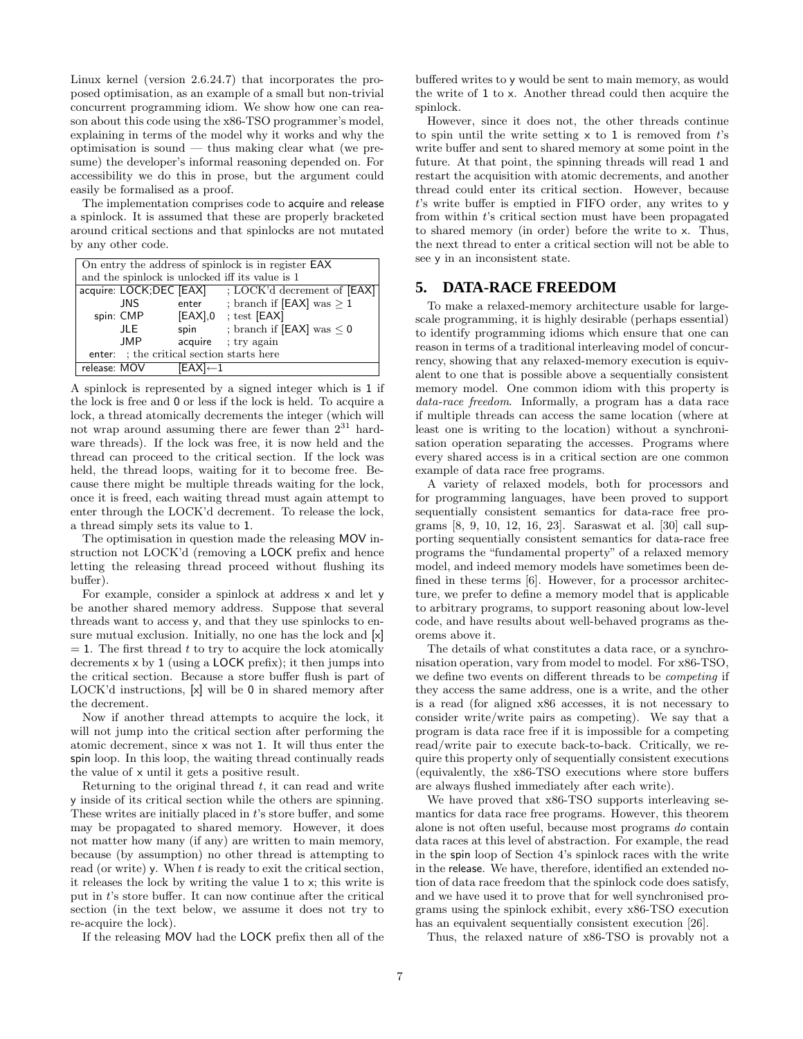Linux kernel (version 2.6.24.7) that incorporates the proposed optimisation, as an example of a small but non-trivial concurrent programming idiom. We show how one can reason about this code using the x86-TSO programmer's model, explaining in terms of the model why it works and why the optimisation is sound — thus making clear what (we presume) the developer's informal reasoning depended on. For accessibility we do this in prose, but the argument could easily be formalised as a proof.

The implementation comprises code to acquire and release a spinlock. It is assumed that these are properly bracketed around critical sections and that spinlocks are not mutated by any other code.

```
On entry the address of spinlock is in register EAX
and the spinlock is unlocked iff its value is 1
acquire: LOCK;DEC [EAX]     ; LOCK'd decrement of [EAX]
         JNS      enter     ; branch if [EAX] was ≥ 1
   spin: CMP      [EAX],0   ; test [EAX]
         JLE      spin      ; branch if [EAX] was ≤ 0
         JMP      acquire   ; try again
  enter:  ; the critical section starts here
release: MOV      [EAX]←1
```

A spinlock is represented by a signed integer which is 1 if the lock is free and 0 or less if the lock is held. To acquire a lock, a thread atomically decrements the integer (which will not wrap around assuming there are fewer than $2^{31}$ hardware threads). If the lock was free, it is now held and the thread can proceed to the critical section. If the lock was held, the thread loops, waiting for it to become free. Because there might be multiple threads waiting for the lock, once it is freed, each waiting thread must again attempt to enter through the LOCK'd decrement. To release the lock, a thread simply sets its value to 1.

The optimisation in question made the releasing MOV instruction not LOCK'd (removing a LOCK prefix and hence letting the releasing thread proceed without flushing its buffer).

For example, consider a spinlock at address x and let y be another shared memory address. Suppose that several threads want to access y, and that they use spinlocks to ensure mutual exclusion. Initially, no one has the lock and [x] = 1. The first thread $t$ to try to acquire the lock atomically decrements x by 1 (using a LOCK prefix); it then jumps into the critical section. Because a store buffer flush is part of LOCK'd instructions, [x] will be 0 in shared memory after the decrement.

Now if another thread attempts to acquire the lock, it will not jump into the critical section after performing the atomic decrement, since x was not 1. It will thus enter the spin loop. In this loop, the waiting thread continually reads the value of x until it gets a positive result.

Returning to the original thread $t$, it can read and write y inside of its critical section while the others are spinning. These writes are initially placed in $t$'s store buffer, and some may be propagated to shared memory. However, it does not matter how many (if any) are written to main memory, because (by assumption) no other thread is attempting to read (or write) y. When $t$ is ready to exit the critical section, it releases the lock by writing the value 1 to x; this write is put in $t$'s store buffer. It can now continue after the critical section (in the text below, we assume it does not try to re-acquire the lock).

If the releasing MOV had the LOCK prefix then all of the buffered writes to y would be sent to main memory, as would the write of 1 to x. Another thread could then acquire the spinlock.

However, since it does not, the other threads continue to spin until the write setting x to 1 is removed from $t$'s write buffer and sent to shared memory at some point in the future. At that point, the spinning threads will read 1 and restart the acquisition with atomic decrements, and another thread could enter its critical section. However, because $t$'s write buffer is emptied in FIFO order, any writes to y from within $t$'s critical section must have been propagated to shared memory (in order) before the write to x. Thus, the next thread to enter a critical section will not be able to see y in an inconsistent state.

## 5. DATA-RACE FREEDOM

To make a relaxed-memory architecture usable for large-scale programming, it is highly desirable (perhaps essential) to identify programming idioms which ensure that one can reason in terms of a traditional interleaving model of concurrency, showing that any relaxed-memory execution is equivalent to one that is possible above a sequentially consistent memory model. One common idiom with this property is *data-race freedom*. Informally, a program has a data race if multiple threads can access the same location (where at least one is writing to the location) without a synchronisation operation separating the accesses. Programs where every shared access is in a critical section are one common example of data race free programs.

A variety of relaxed models, both for processors and for programming languages, have been proved to support sequentially consistent semantics for data-race free programs [8, 9, 10, 12, 16, 23]. Saraswat et al. [30] call supporting sequentially consistent semantics for data-race free programs the "fundamental property" of a relaxed memory model, and indeed memory models have sometimes been defined in these terms [6]. However, for a processor architecture, we prefer to define a memory model that is applicable to arbitrary programs, to support reasoning about low-level code, and have results about well-behaved programs as theorems above it.

The details of what constitutes a data race, or a synchronisation operation, vary from model to model. For x86-TSO, we define two events on different threads to be *competing* if they access the same address, one is a write, and the other is a read (for aligned x86 accesses, it is not necessary to consider write/write pairs as competing). We say that a program is data race free if it is impossible for a competing read/write pair to execute back-to-back. Critically, we require this property only of sequentially consistent executions (equivalently, the x86-TSO executions where store buffers are always flushed immediately after each write).

We have proved that x86-TSO supports interleaving semantics for data race free programs. However, this theorem alone is not often useful, because most programs *do* contain data races at this level of abstraction. For example, the read in the spin loop of Section 4's spinlock races with the write in the release. We have, therefore, identified an extended notion of data race freedom that the spinlock code does satisfy, and we have used it to prove that for well synchronised programs using the spinlock exhibit, every x86-TSO execution has an equivalent sequentially consistent execution [26].

Thus, the relaxed nature of x86-TSO is provably not a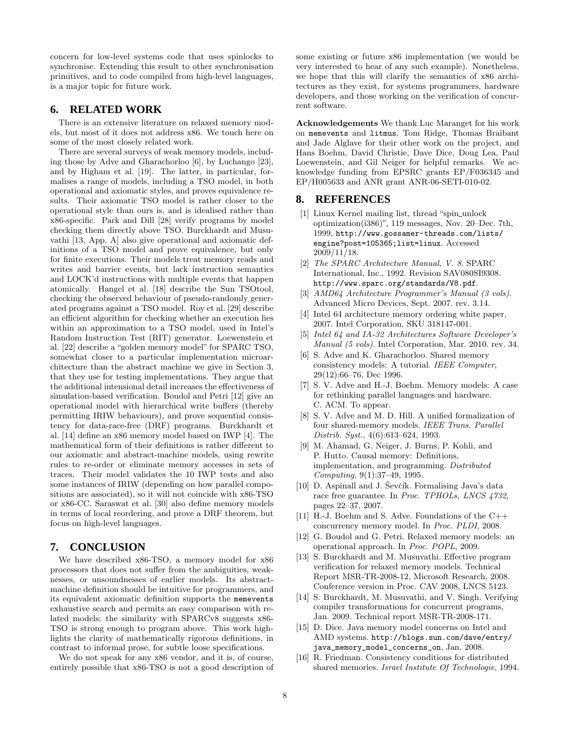concern for low-level systems code that uses spinlocks to synchronise. Extending this result to other synchronisation primitives, and to code compiled from high-level languages, is a major topic for future work.

## 6. RELATED WORK

There is an extensive literature on relaxed memory models, but most of it does not address x86. We touch here on some of the most closely related work.

There are several surveys of weak memory models, including those by Adve and Gharachorloo [6], by Luchango [23], and by Higham et al. [19]. The latter, in particular, formalises a range of models, including a TSO model, in both operational and axiomatic styles, and proves equivalence results. Their axiomatic TSO model is rather closer to the operational style than ours is, and is idealised rather than x86-specific. Park and Dill [28] verify programs by model checking them directly above TSO. Burckhardt and Musuvathi [13, App. A] also give operational and axiomatic definitions of a TSO model and prove equivalence, but only for finite executions. Their models treat memory reads and writes and barrier events, but lack instruction semantics and LOCK'd instructions with multiple events that happen atomically. Hangel et al. [18] describe the Sun TSOtool, checking the observed behaviour of pseudo-randomly generated programs against a TSO model. Roy et al. [29] describe an efficient algorithm for checking whether an execution lies within an approximation to a TSO model, used in Intel's Random Instruction Test (RIT) generator. Loewenstein et al. [22] describe a "golden memory model" for SPARC TSO, somewhat closer to a particular implementation microarchitecture than the abstract machine we give in Section 3, that they use for testing implementations. They argue that the additional intensional detail increases the effectiveness of simulation-based verification. Boudol and Petri [12] give an operational model with hierarchical write buffers (thereby permitting IRIW behaviours), and prove sequential consistency for data-race-free (DRF) programs. Burckhardt et al. [14] define an x86 memory model based on IWP [4]. The mathematical form of their definitions is rather different to our axiomatic and abstract-machine models, using rewrite rules to re-order or eliminate memory accesses in sets of traces. Their model validates the 10 IWP tests and also some instances of IRIW (depending on how parallel compositions are associated), so it will not coincide with x86-TSO or x86-CC. Saraswat et al. [30] also define memory models in terms of local reordering, and prove a DRF theorem, but focus on high-level languages.

## 7. CONCLUSION

We have described x86-TSO, a memory model for x86 processors that does not suffer from the ambiguities, weaknesses, or unsoundnesses of earlier models. Its abstract-machine definition should be intuitive for programmers, and its equivalent axiomatic definition supports the `memevents` exhaustive search and permits an easy comparison with related models; the similarity with SPARCv8 suggests x86-TSO is strong enough to program above. This work highlights the clarity of mathematically rigorous definitions, in contrast to informal prose, for subtle loose specifications.

We do not speak for any x86 vendor, and it is, of course, entirely possible that x86-TSO is not a good description of some existing or future x86 implementation (we would be very interested to hear of any such example). Nonetheless, we hope that this will clarify the semantics of x86 architectures as they exist, for systems programmers, hardware developers, and those working on the verification of concurrent software.

**Acknowledgements** We thank Luc Maranget for his work on `memevents` and `litmus`, Tom Ridge, Thomas Braibant and Jade Alglave for their other work on the project, and Hans Boehm, David Christie, Dave Dice, Doug Lea, Paul Loewenstein, and Gil Neiger for helpful remarks. We acknowledge funding from EPSRC grants EP/F036345 and EP/H005633 and ANR grant ANR-06-SETI-010-02.

## 8. REFERENCES

[1] Linux Kernel mailing list, thread "spin_unlock optimization(i386)", 119 messages, Nov. 20–Dec. 7th, 1999, `http://www.gossamer-threads.com/lists/engine?post=105365;list=linux`. Accessed 2009/11/18.

[2] *The SPARC Architecture Manual, V. 8.* SPARC International, Inc., 1992. Revision SAV080SI9308. `http://www.sparc.org/standards/V8.pdf`.

[3] *AMD64 Architecture Programmer's Manual (3 vols).* Advanced Micro Devices, Sept. 2007. rev. 3.14.

[4] Intel 64 architecture memory ordering white paper, 2007. Intel Corporation. SKU 318147-001.

[5] *Intel 64 and IA-32 Architectures Software Developer's Manual (5 vols).* Intel Corporation, Mar. 2010. rev. 34.

[6] S. Adve and K. Gharachorloo. Shared memory consistency models: A tutorial. *IEEE Computer*, 29(12):66–76, Dec 1996.

[7] S. V. Adve and H.-J. Boehm. Memory models: A case for rethinking parallel languages and hardware. C. ACM. To appear.

[8] S. V. Adve and M. D. Hill. A unified formalization of four shared-memory models. *IEEE Trans. Parallel Distrib. Syst.*, 4(6):613–624, 1993.

[9] M. Ahamad, G. Neiger, J. Burns, P. Kohli, and P. Hutto. Causal memory: Definitions, implementation, and programming. *Distributed Computing*, 9(1):37–49, 1995.

[10] D. Aspinall and J. Ševčík. Formalising Java's data race free guarantee. In *Proc. TPHOLs, LNCS 4732*, pages 22–37, 2007.

[11] H.-J. Boehm and S. Adve. Foundations of the C++ concurrency memory model. In *Proc. PLDI*, 2008.

[12] G. Boudol and G. Petri. Relaxed memory models: an operational approach. In *Proc. POPL*, 2009.

[13] S. Burckhardt and M. Musuvathi. Effective program verification for relaxed memory models. Technical Report MSR-TR-2008-12, Microsoft Research, 2008. Conference version in Proc. CAV 2008, LNCS 5123.

[14] S. Burckhardt, M. Musuvathi, and V. Singh. Verifying compiler transformations for concurrent programs, Jan. 2009. Technical report MSR-TR-2008-171.

[15] D. Dice. Java memory model concerns on Intel and AMD systems. `http://blogs.sun.com/dave/entry/java_memory_model_concerns_on`, Jan. 2008.

[16] R. Friedman. Consistency conditions for distributed shared memories. *Israel Institute Of Technologie*, 1994.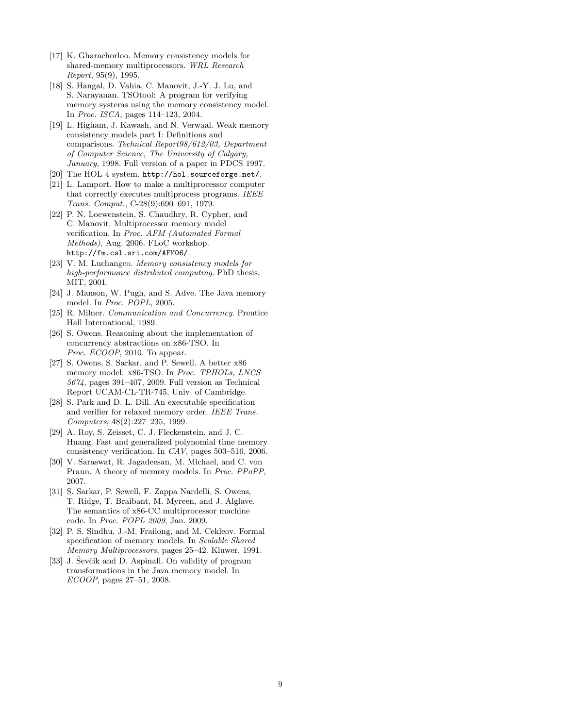[17] K. Gharachorloo. Memory consistency models for shared-memory multiprocessors. *WRL Research Report*, 95(9), 1995.

[18] S. Hangal, D. Vahia, C. Manovit, J.-Y. J. Lu, and S. Narayanan. TSOtool: A program for verifying memory systems using the memory consistency model. In *Proc. ISCA*, pages 114–123, 2004.

[19] L. Higham, J. Kawash, and N. Verwaal. Weak memory consistency models part I: Definitions and comparisons. *Technical Report98/612/03, Department of Computer Science, The University of Calgary, January*, 1998. Full version of a paper in PDCS 1997.

[20] The HOL 4 system. `http://hol.sourceforge.net/`.

[21] L. Lamport. How to make a multiprocessor computer that correctly executes multiprocess programs. *IEEE Trans. Comput.*, C-28(9):690–691, 1979.

[22] P. N. Loewenstein, S. Chaudhry, R. Cypher, and C. Manovit. Multiprocessor memory model verification. In *Proc. AFM (Automated Formal Methods)*, Aug. 2006. FLoC workshop. `http://fm.csl.sri.com/AFM06/`.

[23] V. M. Luchangco. *Memory consistency models for high-performance distributed computing*. PhD thesis, MIT, 2001.

[24] J. Manson, W. Pugh, and S. Adve. The Java memory model. In *Proc. POPL*, 2005.

[25] R. Milner. *Communication and Concurrency*. Prentice Hall International, 1989.

[26] S. Owens. Reasoning about the implementation of concurrency abstractions on x86-TSO. In *Proc. ECOOP*, 2010. To appear.

[27] S. Owens, S. Sarkar, and P. Sewell. A better x86 memory model: x86-TSO. In *Proc. TPHOLs, LNCS 5674*, pages 391–407, 2009. Full version as Technical Report UCAM-CL-TR-745, Univ. of Cambridge.

[28] S. Park and D. L. Dill. An executable specification and verifier for relaxed memory order. *IEEE Trans. Computers*, 48(2):227–235, 1999.

[29] A. Roy, S. Zeisset, C. J. Fleckenstein, and J. C. Huang. Fast and generalized polynomial time memory consistency verification. In *CAV*, pages 503–516, 2006.

[30] V. Saraswat, R. Jagadeesan, M. Michael, and C. von Praun. A theory of memory models. In *Proc. PPoPP*, 2007.

[31] S. Sarkar, P. Sewell, F. Zappa Nardelli, S. Owens, T. Ridge, T. Braibant, M. Myreen, and J. Alglave. The semantics of x86-CC multiprocessor machine code. In *Proc. POPL 2009*, Jan. 2009.

[32] P. S. Sindhu, J.-M. Frailong, and M. Cekleov. Formal specification of memory models. In *Scalable Shared Memory Multiprocessors*, pages 25–42. Kluwer, 1991.

[33] J. Ševčík and D. Aspinall. On validity of program transformations in the Java memory model. In *ECOOP*, pages 27–51, 2008.